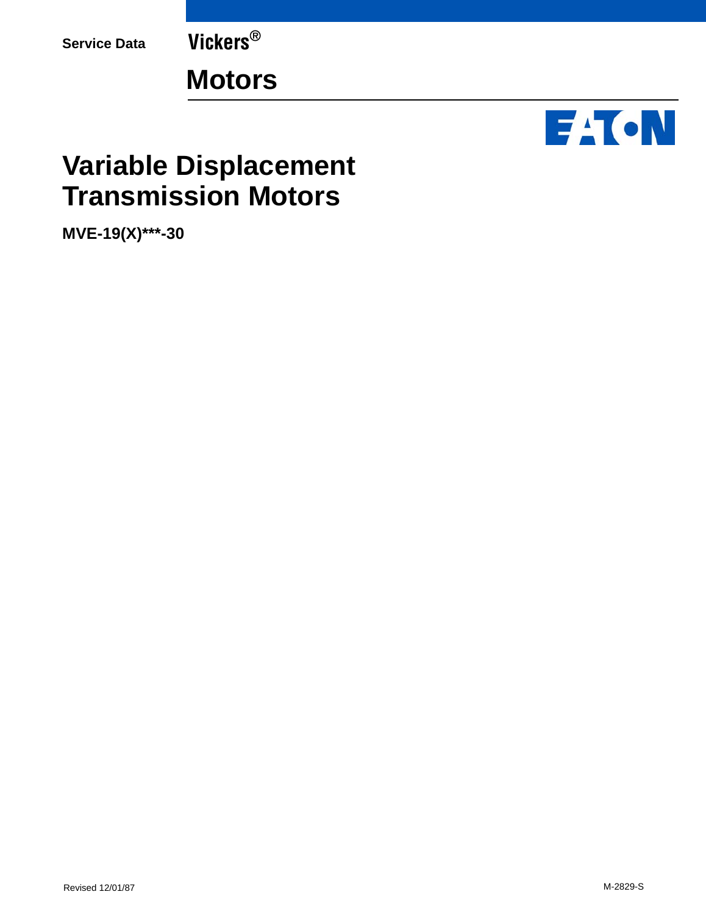Service Data

Vickers®

# Motors

# Variable Displacement Transmission Motors

**MVE-19(X)***-30**

Revised 12/01/87

M-2829-S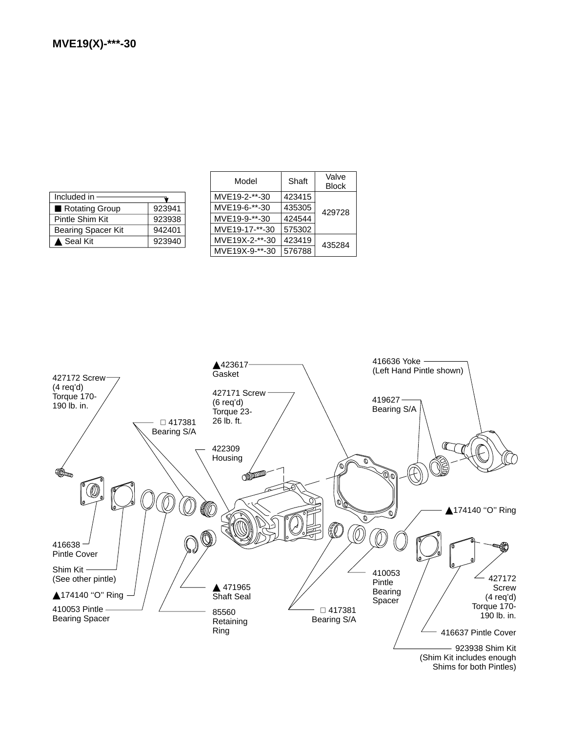## MVE19(X)-***-30

| Included in | |
|---|---|
| ■ Rotating Group | 923941 |
| Pintle Shim Kit | 923938 |
| Bearing Spacer Kit | 942401 |
| ▲ Seal Kit | 923940 |

| Model | Shaft | Valve Block |
|---|---|---|
| MVE19-2-**-30 | 423415 | 429728 |
| MVE19-6-**-30 | 435305 | |
| MVE19-9-**-30 | 424544 | |
| MVE19-17-**-30 | 575302 | |
| MVE19X-2-**-30 | 423419 | 435284 |
| MVE19X-9-**-30 | 576788 | |

427172 Screw (4 req'd) Torque 170-190 lb. in.

▲423617 Gasket

427171 Screw (6 req'd) Torque 23-26 lb. ft.

416636 Yoke (Left Hand Pintle shown)

419627 Bearing S/A

□ 417381 Bearing S/A

422309 Housing

▲174140 ''O'' Ring

416638 Pintle Cover

Shim Kit (See other pintle)

▲174140 ''O'' Ring

410053 Pintle Bearing Spacer

▲ 471965 Shaft Seal

85560 Retaining Ring

410053 Pintle Bearing Spacer

□ 417381 Bearing S/A

427172 Screw (4 req'd) Torque 170-190 lb. in.

416637 Pintle Cover

923938 Shim Kit (Shim Kit includes enough Shims for both Pintles)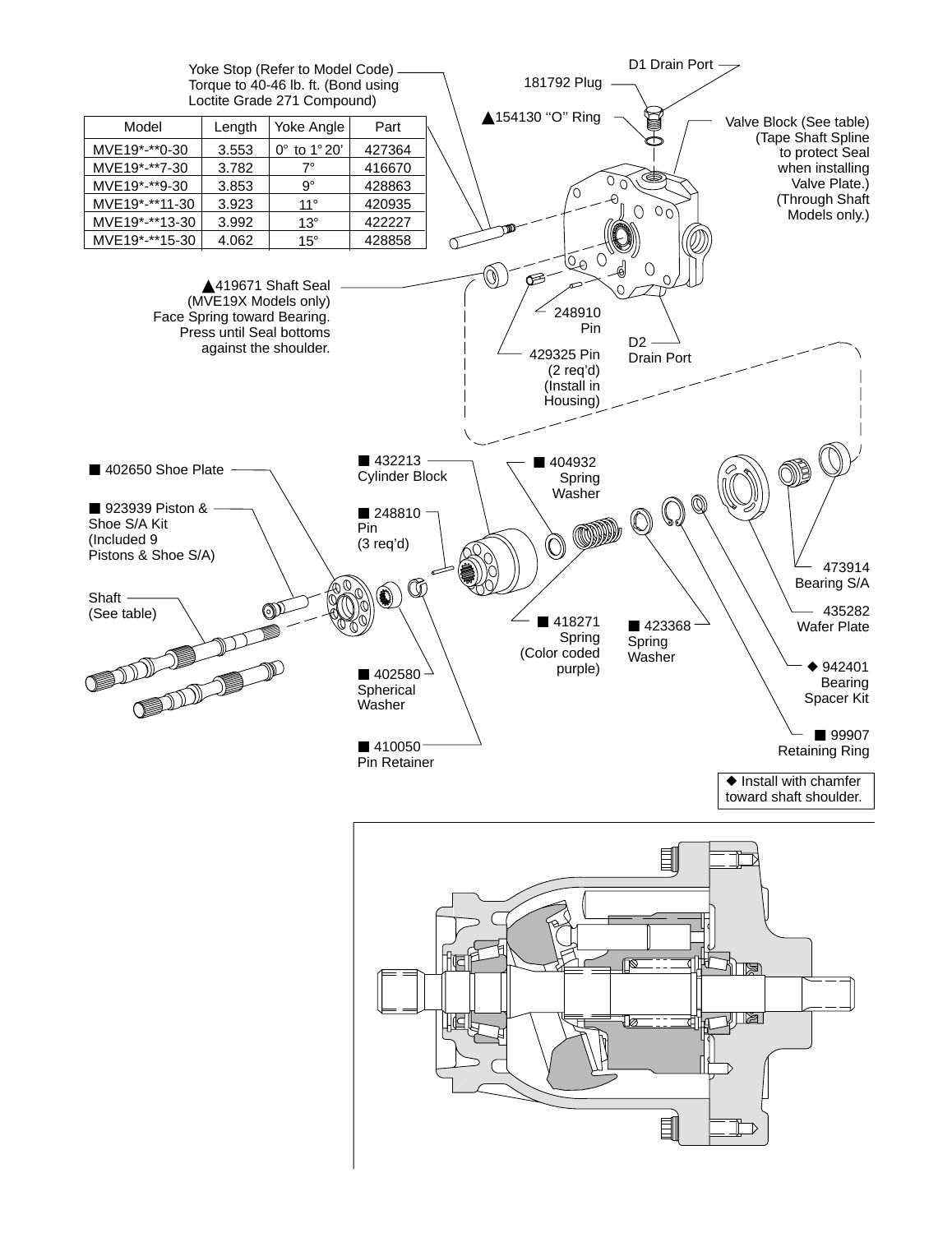Yoke Stop (Refer to Model Code) Torque to 40-46 lb. ft. (Bond using Loctite Grade 271 Compound)

| Model | Length | Yoke Angle | Part |
|---|---|---|---|
| MVE19*-**0-30 | 3.553 | 0° to 1° 20' | 427364 |
| MVE19*-**7-30 | 3.782 | 7° | 416670 |
| MVE19*-**9-30 | 3.853 | 9° | 428863 |
| MVE19*-**11-30 | 3.923 | 11° | 420935 |
| MVE19*-**13-30 | 3.992 | 13° | 422227 |
| MVE19*-**15-30 | 4.062 | 15° | 428858 |

D1 Drain Port

181792 Plug

▲154130 "O" Ring

Valve Block (See table) (Tape Shaft Spline to protect Seal when installing Valve Plate.) (Through Shaft Models only.)

▲419671 Shaft Seal (MVE19X Models only) Face Spring toward Bearing. Press until Seal bottoms against the shoulder.

248910 Pin

D2 Drain Port

429325 Pin (2 req'd) (Install in Housing)

■ 402650 Shoe Plate

■ 432213 Cylinder Block

■ 404932 Spring Washer

■ 923939 Piston & Shoe S/A Kit (Included 9 Pistons & Shoe S/A)

■ 248810 Pin (3 req'd)

Shaft (See table)

473914 Bearing S/A

435282 Wafer Plate

■ 418271 Spring (Color coded purple)

■ 423368 Spring Washer

◆ 942401 Bearing Spacer Kit

■ 402580 Spherical Washer

■ 99907 Retaining Ring

■ 410050 Pin Retainer

◆ Install with chamfer toward shaft shoulder.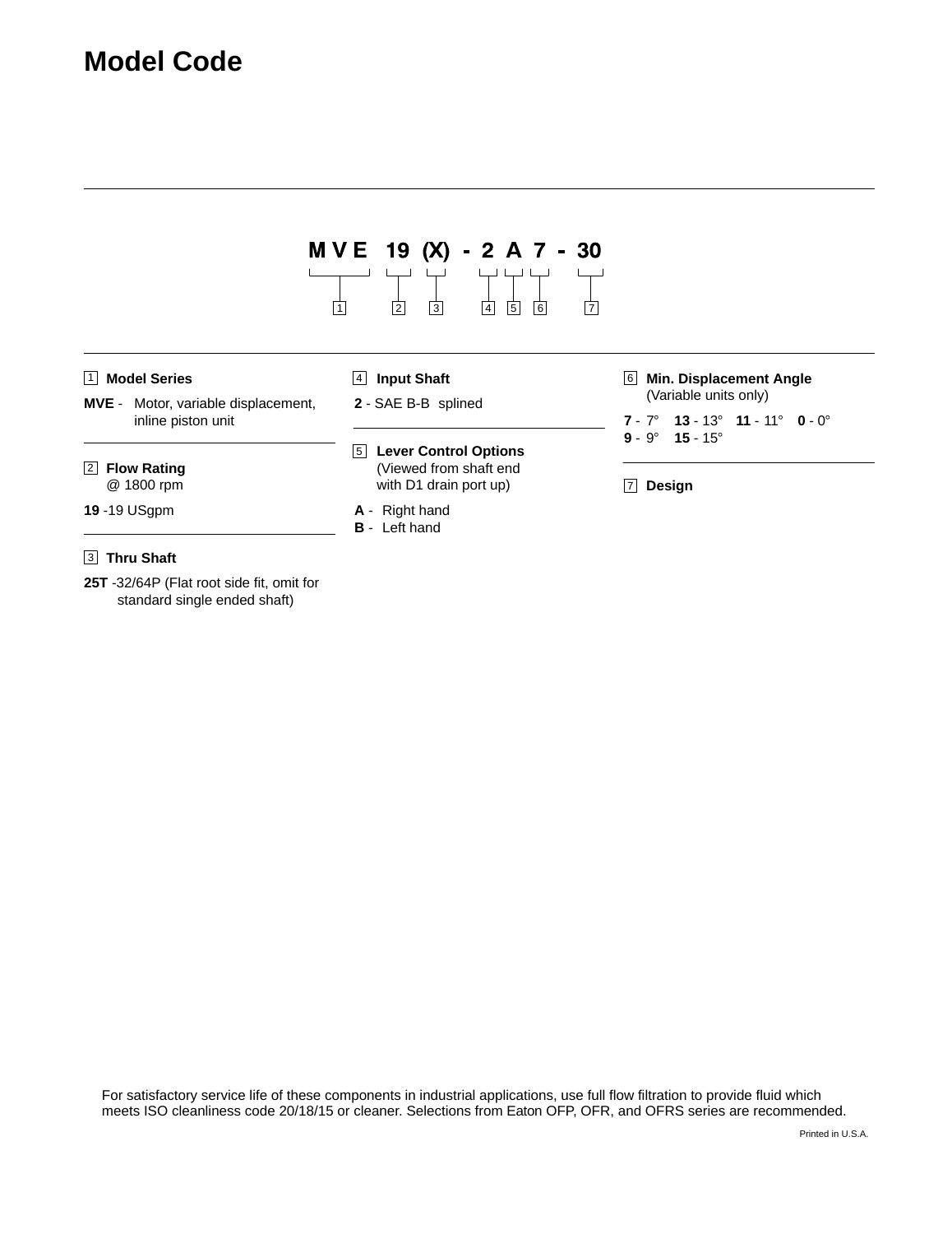# Model Code

**M V E 19 (X) - 2 A 7 - 30**

1 2 3 4 5 6 7

1 **Model Series**

**MVE** - Motor, variable displacement, inline piston unit

2 **Flow Rating** @ 1800 rpm

**19** -19 USgpm

3 **Thru Shaft**

**25T** -32/64P (Flat root side fit, omit for standard single ended shaft)

4 **Input Shaft**

**2** - SAE B-B splined

5 **Lever Control Options** (Viewed from shaft end with D1 drain port up)

**A** - Right hand
**B** - Left hand

6 **Min. Displacement Angle** (Variable units only)

**7** - 7° **13** - 13° **11** - 11° **0** - 0°
**9** - 9° **15** - 15°

7 **Design**

For satisfactory service life of these components in industrial applications, use full flow filtration to provide fluid which meets ISO cleanliness code 20/18/15 or cleaner. Selections from Eaton OFP, OFR, and OFRS series are recommended.

Printed in U.S.A.